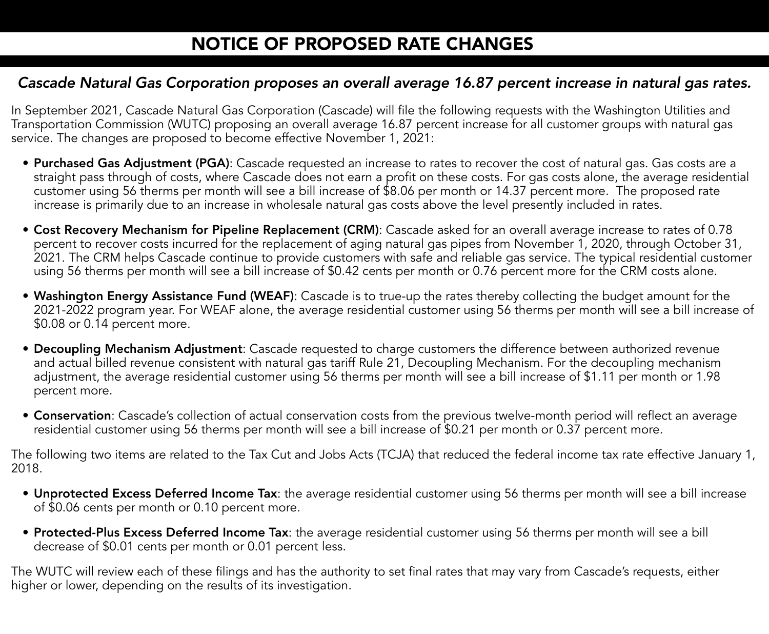# NOTICE OF PROPOSED RATE CHANGES

***Cascade Natural Gas Corporation proposes an overall average 16.87 percent increase in natural gas rates.***

In September 2021, Cascade Natural Gas Corporation (Cascade) will file the following requests with the Washington Utilities and Transportation Commission (WUTC) proposing an overall average 16.87 percent increase for all customer groups with natural gas service. The changes are proposed to become effective November 1, 2021:

- **Purchased Gas Adjustment (PGA)**: Cascade requested an increase to rates to recover the cost of natural gas. Gas costs are a straight pass through of costs, where Cascade does not earn a profit on these costs. For gas costs alone, the average residential customer using 56 therms per month will see a bill increase of $8.06 per month or 14.37 percent more. The proposed rate increase is primarily due to an increase in wholesale natural gas costs above the level presently included in rates.
- **Cost Recovery Mechanism for Pipeline Replacement (CRM)**: Cascade asked for an overall average increase to rates of 0.78 percent to recover costs incurred for the replacement of aging natural gas pipes from November 1, 2020, through October 31, 2021. The CRM helps Cascade continue to provide customers with safe and reliable gas service. The typical residential customer using 56 therms per month will see a bill increase of $0.42 cents per month or 0.76 percent more for the CRM costs alone.
- **Washington Energy Assistance Fund (WEAF)**: Cascade is to true-up the rates thereby collecting the budget amount for the 2021-2022 program year. For WEAF alone, the average residential customer using 56 therms per month will see a bill increase of $0.08 or 0.14 percent more.
- **Decoupling Mechanism Adjustment**: Cascade requested to charge customers the difference between authorized revenue and actual billed revenue consistent with natural gas tariff Rule 21, Decoupling Mechanism. For the decoupling mechanism adjustment, the average residential customer using 56 therms per month will see a bill increase of $1.11 per month or 1.98 percent more.
- **Conservation**: Cascade's collection of actual conservation costs from the previous twelve-month period will reflect an average residential customer using 56 therms per month will see a bill increase of $0.21 per month or 0.37 percent more.

The following two items are related to the Tax Cut and Jobs Acts (TCJA) that reduced the federal income tax rate effective January 1, 2018.

- **Unprotected Excess Deferred Income Tax**: the average residential customer using 56 therms per month will see a bill increase of $0.06 cents per month or 0.10 percent more.
- **Protected-Plus Excess Deferred Income Tax**: the average residential customer using 56 therms per month will see a bill decrease of $0.01 cents per month or 0.01 percent less.

The WUTC will review each of these filings and has the authority to set final rates that may vary from Cascade's requests, either higher or lower, depending on the results of its investigation.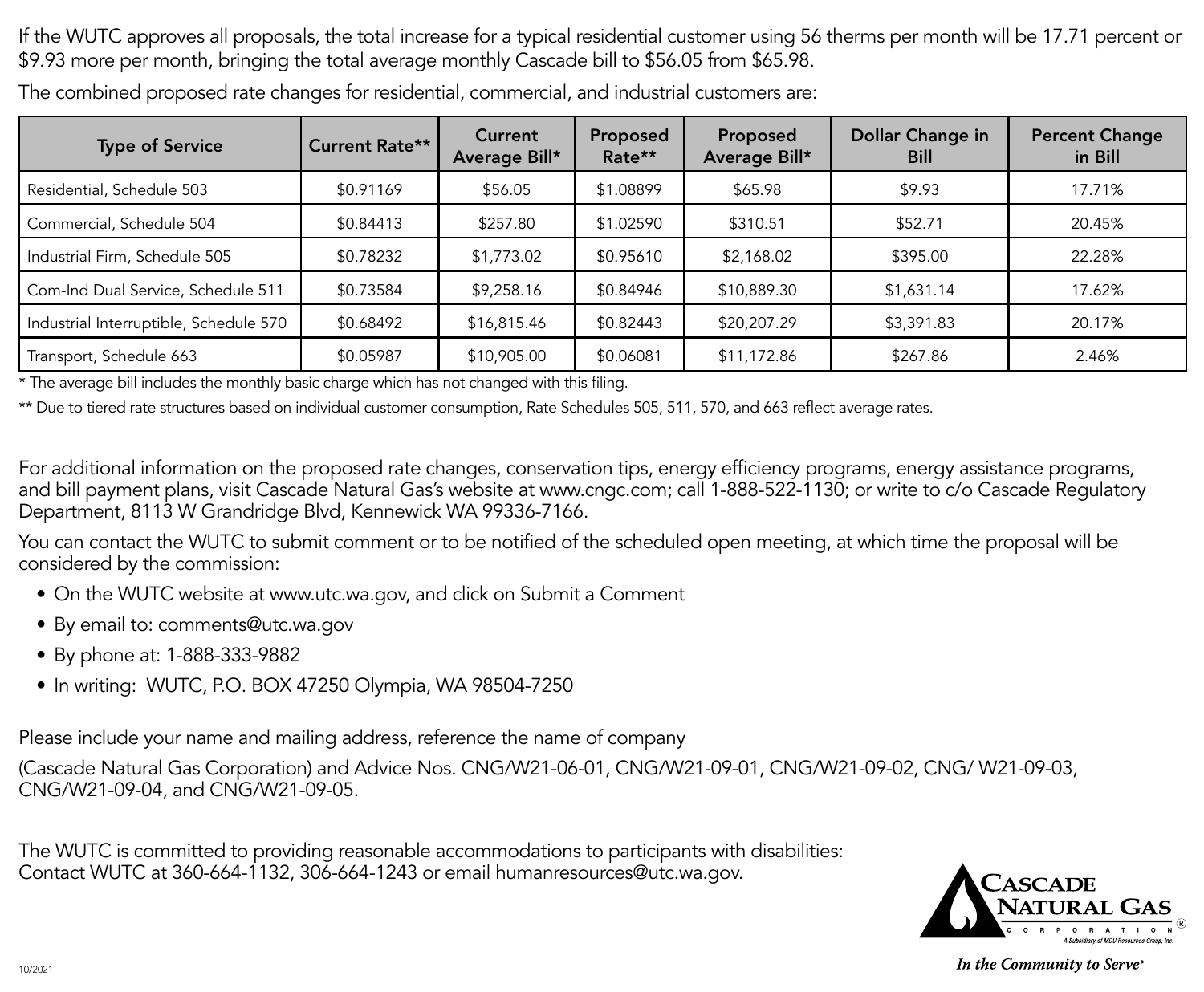If the WUTC approves all proposals, the total increase for a typical residential customer using 56 therms per month will be 17.71 percent or $9.93 more per month, bringing the total average monthly Cascade bill to $56.05 from $65.98.

The combined proposed rate changes for residential, commercial, and industrial customers are:

| Type of Service | Current Rate** | Current Average Bill* | Proposed Rate** | Proposed Average Bill* | Dollar Change in Bill | Percent Change in Bill |
|---|---|---|---|---|---|---|
| Residential, Schedule 503 | $0.91169 | $56.05 | $1.08899 | $65.98 | $9.93 | 17.71% |
| Commercial, Schedule 504 | $0.84413 | $257.80 | $1.02590 | $310.51 | $52.71 | 20.45% |
| Industrial Firm, Schedule 505 | $0.78232 | $1,773.02 | $0.95610 | $2,168.02 | $395.00 | 22.28% |
| Com-Ind Dual Service, Schedule 511 | $0.73584 | $9,258.16 | $0.84946 | $10,889.30 | $1,631.14 | 17.62% |
| Industrial Interruptible, Schedule 570 | $0.68492 | $16,815.46 | $0.82443 | $20,207.29 | $3,391.83 | 20.17% |
| Transport, Schedule 663 | $0.05987 | $10,905.00 | $0.06081 | $11,172.86 | $267.86 | 2.46% |

* The average bill includes the monthly basic charge which has not changed with this filing.

** Due to tiered rate structures based on individual customer consumption, Rate Schedules 505, 511, 570, and 663 reflect average rates.

For additional information on the proposed rate changes, conservation tips, energy efficiency programs, energy assistance programs, and bill payment plans, visit Cascade Natural Gas's website at www.cngc.com; call 1-888-522-1130; or write to c/o Cascade Regulatory Department, 8113 W Grandridge Blvd, Kennewick WA 99336-7166.

You can contact the WUTC to submit comment or to be notified of the scheduled open meeting, at which time the proposal will be considered by the commission:

- On the WUTC website at www.utc.wa.gov, and click on Submit a Comment
- By email to: comments@utc.wa.gov
- By phone at: 1-888-333-9882
- In writing: WUTC, P.O. BOX 47250 Olympia, WA 98504-7250

Please include your name and mailing address, reference the name of company

(Cascade Natural Gas Corporation) and Advice Nos. CNG/W21-06-01, CNG/W21-09-01, CNG/W21-09-02, CNG/ W21-09-03, CNG/W21-09-04, and CNG/W21-09-05.

The WUTC is committed to providing reasonable accommodations to participants with disabilities: Contact WUTC at 360-664-1132, 306-664-1243 or email humanresources@utc.wa.gov.

CASCADE NATURAL GAS CORPORATION®
A Subsidiary of MDU Resources Group, Inc.

*In the Community to Serve®*

10/2021